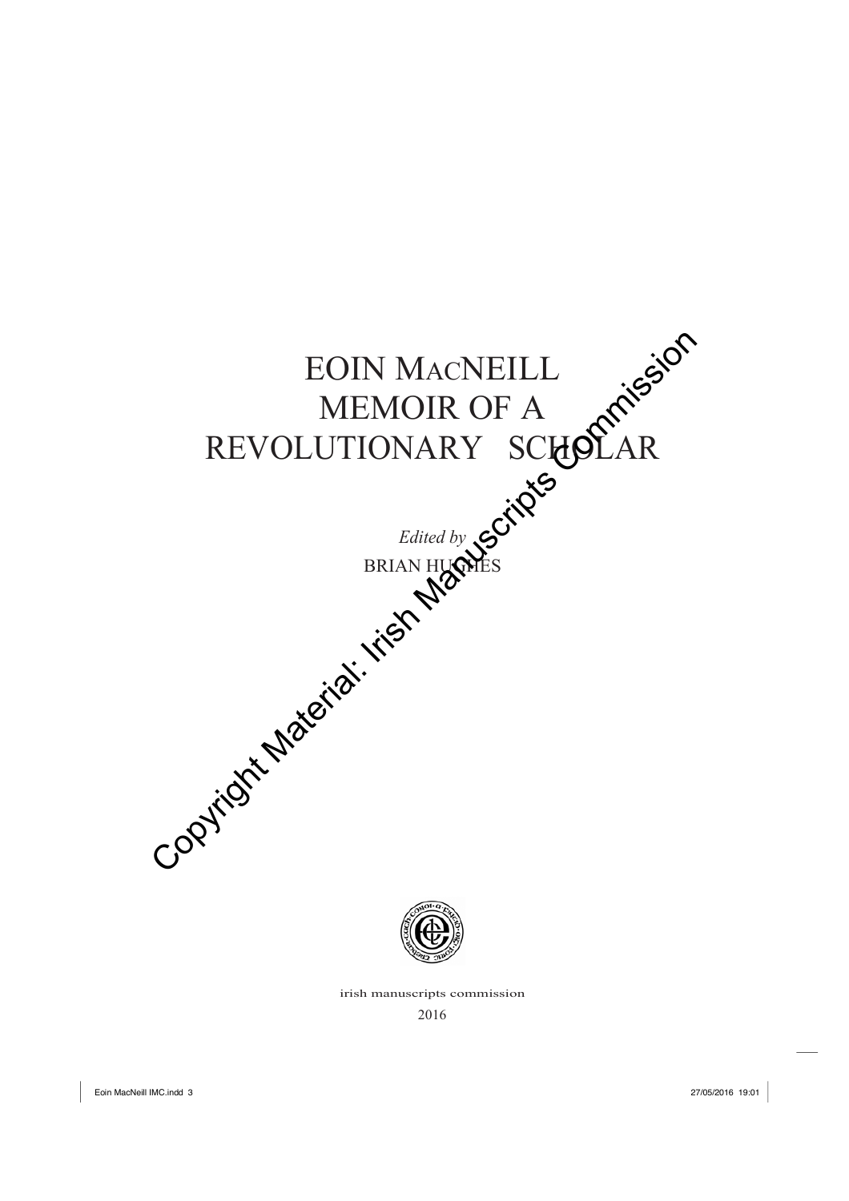# EOIN MacNEILL
# MEMOIR OF A REVOLUTIONARY SCHOLAR

*Edited by*

BRIAN HUGHES

irish manuscripts commission

2016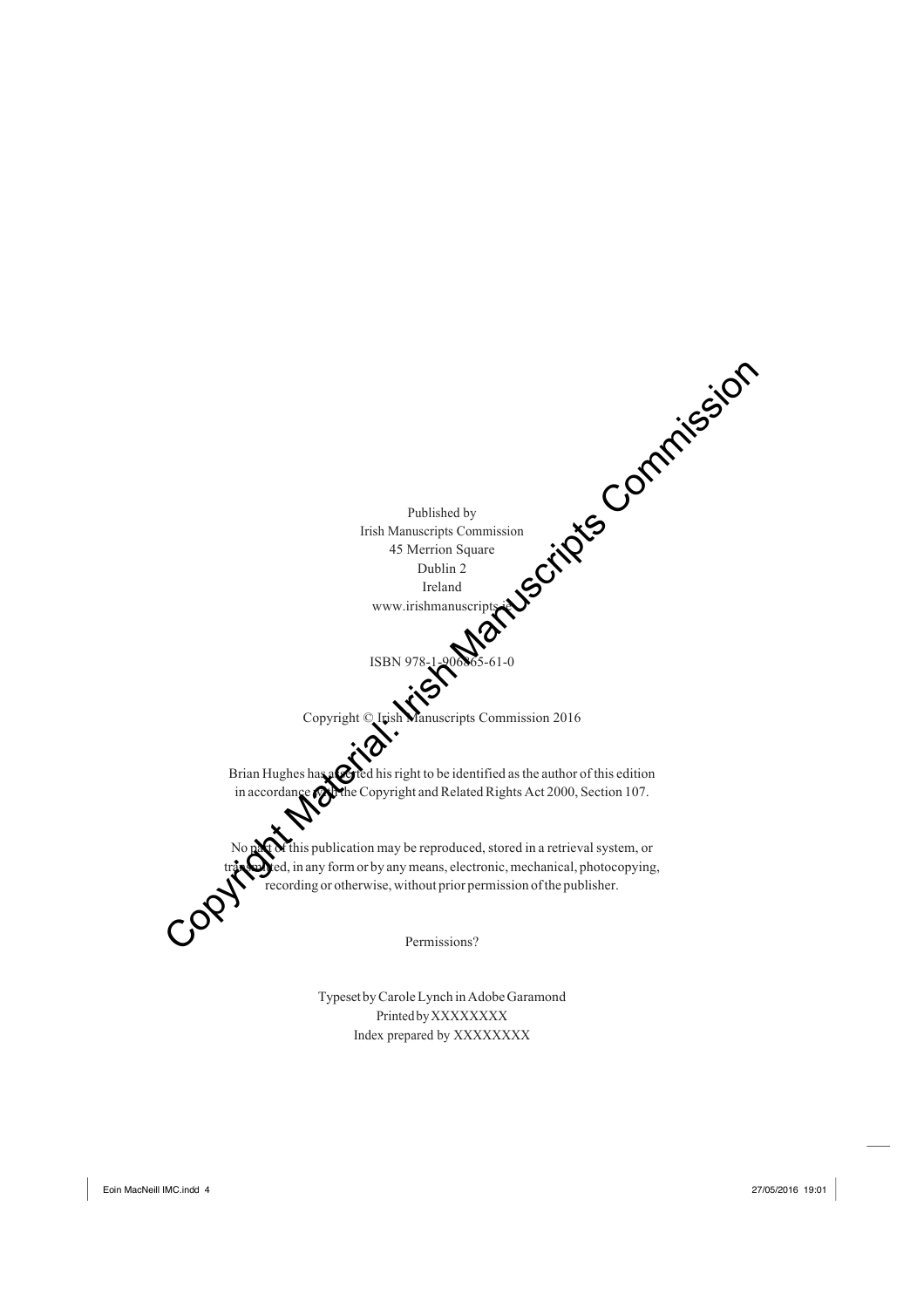Published by
Irish Manuscripts Commission
45 Merrion Square
Dublin 2
Ireland
www.irishmanuscripts.ie

ISBN 978-1-906865-61-0

Copyright © Irish Manuscripts Commission 2016

Brian Hughes has asserted his right to be identified as the author of this edition in accordance with the Copyright and Related Rights Act 2000, Section 107.

No part of this publication may be reproduced, stored in a retrieval system, or transmitted, in any form or by any means, electronic, mechanical, photocopying, recording or otherwise, without prior permission of the publisher.

Permissions?

Typeset by Carole Lynch in Adobe Garamond
Printed by XXXXXXXX
Index prepared by XXXXXXXX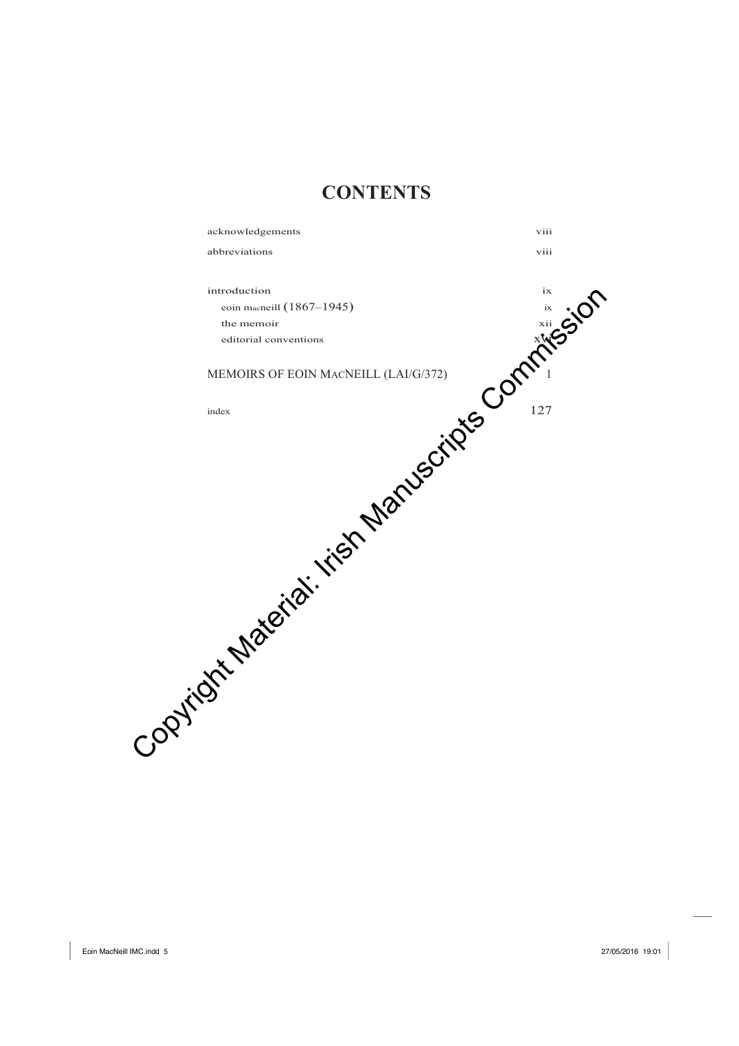# CONTENTS

| | |
|---|---|
| acknowledgements | viii |
| abbreviations | viii |
| introduction | ix |
| eoin macneill (1867–1945) | ix |
| the memoir | xii |
| editorial conventions | xiv |
| MEMOIRS OF EOIN MACNEILL (LAI/G/372) | 1 |
| index | 127 |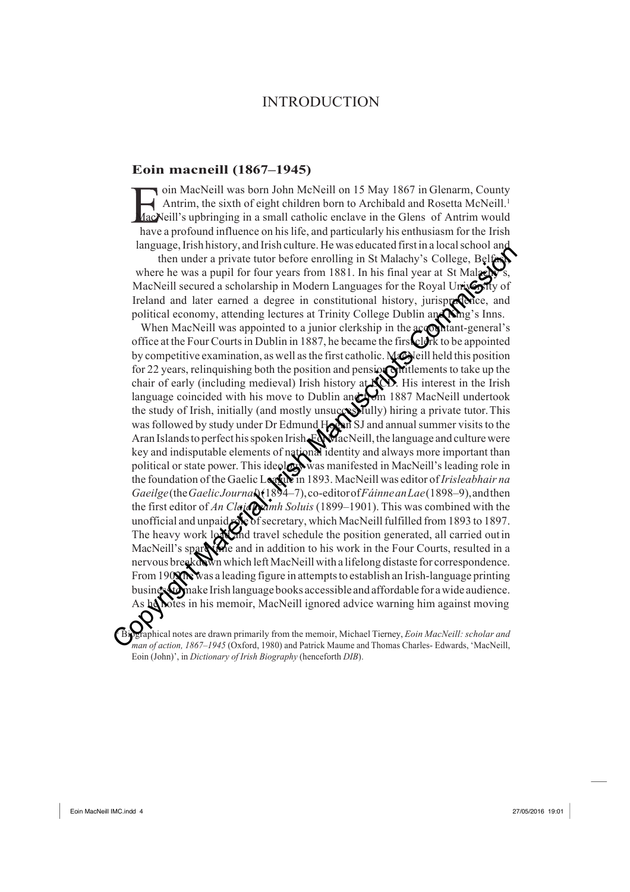# INTRODUCTION

## Eoin macneill (1867–1945)

Eoin MacNeill was born John McNeill on 15 May 1867 in Glenarm, County Antrim, the sixth of eight children born to Archibald and Rosetta McNeill.[1] MacNeill's upbringing in a small catholic enclave in the Glens of Antrim would have a profound influence on his life, and particularly his enthusiasm for the Irish language, Irish history, and Irish culture. He was educated first in a local school and then under a private tutor before enrolling in St Malachy's College, Belfast, where he was a pupil for four years from 1881. In his final year at St Malachy's, MacNeill secured a scholarship in Modern Languages for the Royal University of Ireland and later earned a degree in constitutional history, jurisprudence, and political economy, attending lectures at Trinity College Dublin and King's Inns.

When MacNeill was appointed to a junior clerkship in the accountant-general's office at the Four Courts in Dublin in 1887, he became the first clerk to be appointed by competitive examination, as well as the first catholic. MacNeill held this position for 22 years, relinquishing both the position and pension entitlements to take up the chair of early (including medieval) Irish history at UCD. His interest in the Irish language coincided with his move to Dublin and from 1887 MacNeill undertook the study of Irish, initially (and mostly unsuccessfully) hiring a private tutor. This was followed by study under Dr Edmund Hogan SJ and annual summer visits to the Aran Islands to perfect his spoken Irish. For MacNeill, the language and culture were key and indisputable elements of national identity and always more important than political or state power. This ideology was manifested in MacNeill's leading role in the foundation of the Gaelic League in 1893. MacNeill was editor of *Irisleabhair na Gaeilge* (the *Gaelic Journal*) (1894–7), co-editor of *Fáinne an Lae* (1898–9), and then the first editor of *An Claidheamh Soluis* (1899–1901). This was combined with the unofficial and unpaid role of secretary, which MacNeill fulfilled from 1893 to 1897. The heavy work load and travel schedule the position generated, all carried out in MacNeill's spare time and in addition to his work in the Four Courts, resulted in a nervous breakdown which left MacNeill with a lifelong distaste for correspondence. From 1900 he was a leading figure in attempts to establish an Irish-language printing business to make Irish language books accessible and affordable for a wide audience. As he notes in his memoir, MacNeill ignored advice warning him against moving

[1] Biographical notes are drawn primarily from the memoir, Michael Tierney, *Eoin MacNeill: scholar and man of action, 1867–1945* (Oxford, 1980) and Patrick Maume and Thomas Charles- Edwards, 'MacNeill, Eoin (John)', in *Dictionary of Irish Biography* (henceforth *DIB*).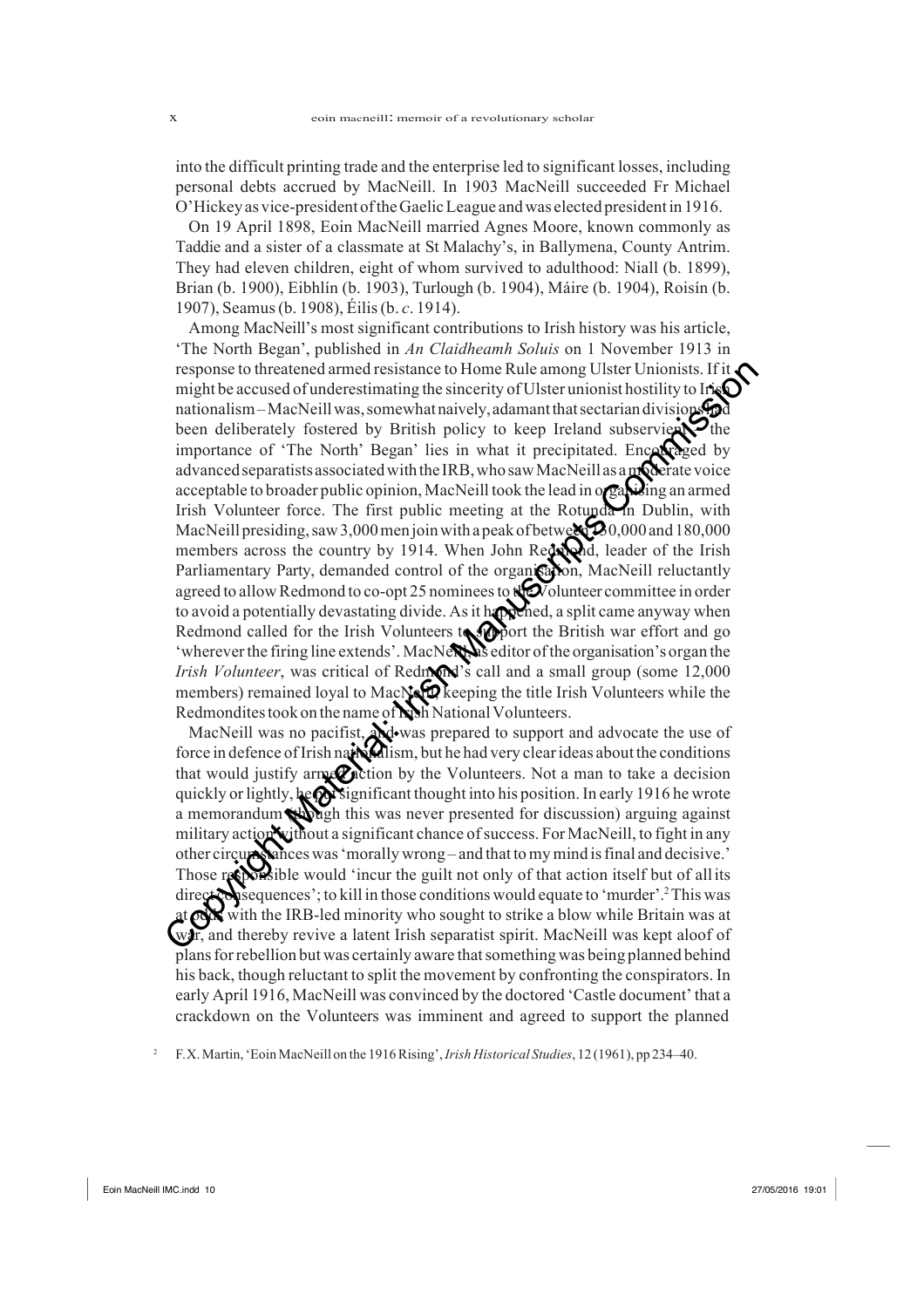into the difficult printing trade and the enterprise led to significant losses, including personal debts accrued by MacNeill. In 1903 MacNeill succeeded Fr Michael O'Hickey as vice-president of the Gaelic League and was elected president in 1916.

On 19 April 1898, Eoin MacNeill married Agnes Moore, known commonly as Taddie and a sister of a classmate at St Malachy's, in Ballymena, County Antrim. They had eleven children, eight of whom survived to adulthood: Niall (b. 1899), Brian (b. 1900), Eibhlín (b. 1903), Turlough (b. 1904), Máire (b. 1904), Roisín (b. 1907), Seamus (b. 1908), Éilis (b. *c*. 1914).

Among MacNeill's most significant contributions to Irish history was his article, 'The North Began', published in *An Claidheamh Soluis* on 1 November 1913 in response to threatened armed resistance to Home Rule among Ulster Unionists. If it might be accused of underestimating the sincerity of Ulster unionist hostility to Irish nationalism – MacNeill was, somewhat naively, adamant that sectarian divisions had been deliberately fostered by British policy to keep Ireland subservient – the importance of 'The North' Began' lies in what it precipitated. Encouraged by advanced separatists associated with the IRB, who saw MacNeill as a moderate voice acceptable to broader public opinion, MacNeill took the lead in organising an armed Irish Volunteer force. The first public meeting at the Rotunda in Dublin, with MacNeill presiding, saw 3,000 men join with a peak of between 150,000 and 180,000 members across the country by 1914. When John Redmond, leader of the Irish Parliamentary Party, demanded control of the organisation, MacNeill reluctantly agreed to allow Redmond to co-opt 25 nominees to the Volunteer committee in order to avoid a potentially devastating divide. As it happened, a split came anyway when Redmond called for the Irish Volunteers to support the British war effort and go 'wherever the firing line extends'. MacNeill, as editor of the organisation's organ the *Irish Volunteer*, was critical of Redmond's call and a small group (some 12,000 members) remained loyal to MacNeill, keeping the title Irish Volunteers while the Redmondites took on the name of Irish National Volunteers.

MacNeill was no pacifist, and was prepared to support and advocate the use of force in defence of Irish nationalism, but he had very clear ideas about the conditions that would justify armed action by the Volunteers. Not a man to take a decision quickly or lightly, he put significant thought into his position. In early 1916 he wrote a memorandum (though this was never presented for discussion) arguing against military action without a significant chance of success. For MacNeill, to fight in any other circumstances was 'morally wrong – and that to my mind is final and decisive.' Those responsible would 'incur the guilt not only of that action itself but of all its direct consequences'; to kill in those conditions would equate to 'murder'.[2] This was at odds with the IRB-led minority who sought to strike a blow while Britain was at war, and thereby revive a latent Irish separatist spirit. MacNeill was kept aloof of plans for rebellion but was certainly aware that something was being planned behind his back, though reluctant to split the movement by confronting the conspirators. In early April 1916, MacNeill was convinced by the doctored 'Castle document' that a crackdown on the Volunteers was imminent and agreed to support the planned

[2] F.X. Martin, 'Eoin MacNeill on the 1916 Rising', *Irish Historical Studies*, 12 (1961), pp 234–40.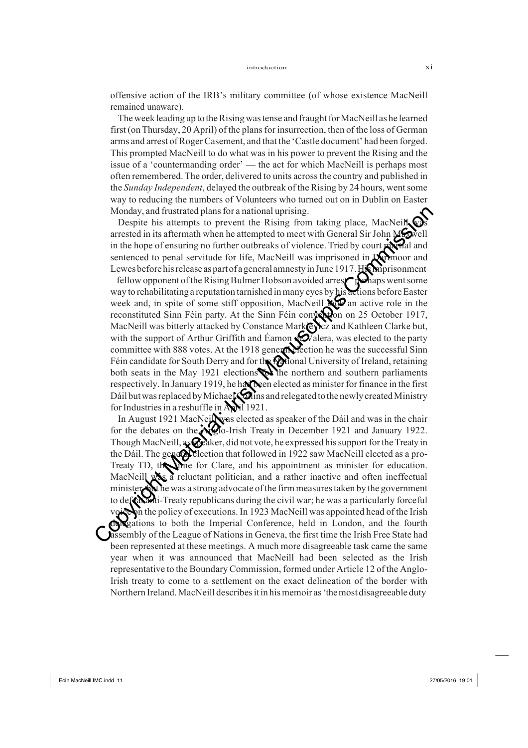offensive action of the IRB's military committee (of whose existence MacNeill remained unaware).

The week leading up to the Rising was tense and fraught for MacNeill as he learned first (on Thursday, 20 April) of the plans for insurrection, then of the loss of German arms and arrest of Roger Casement, and that the 'Castle document' had been forged. This prompted MacNeill to do what was in his power to prevent the Rising and the issue of a 'countermanding order' — the act for which MacNeill is perhaps most often remembered. The order, delivered to units across the country and published in the *Sunday Independent*, delayed the outbreak of the Rising by 24 hours, went some way to reducing the numbers of Volunteers who turned out on in Dublin on Easter Monday, and frustrated plans for a national uprising.

Despite his attempts to prevent the Rising from taking place, MacNeill was arrested in its aftermath when he attempted to meet with General Sir John Maxwell in the hope of ensuring no further outbreaks of violence. Tried by court martial and sentenced to penal servitude for life, MacNeill was imprisoned in Dartmoor and Lewes before his release as part of a general amnesty in June 1917. His imprisonment – fellow opponent of the Rising Bulmer Hobson avoided arrest – perhaps went some way to rehabilitating a reputation tarnished in many eyes by his actions before Easter week and, in spite of some stiff opposition, MacNeill took an active role in the reconstituted Sinn Féin party. At the Sinn Féin convention on 25 October 1917, MacNeill was bitterly attacked by Constance Markievicz and Kathleen Clarke but, with the support of Arthur Griffith and Éamon de Valera, was elected to the party committee with 888 votes. At the 1918 general election he was the successful Sinn Féin candidate for South Derry and for the National University of Ireland, retaining both seats in the May 1921 elections for the northern and southern parliaments respectively. In January 1919, he had been elected as minister for finance in the first Dáil but was replaced by Michael Collins and relegated to the newly created Ministry for Industries in a reshuffle in April 1921.

In August 1921 MacNeill was elected as speaker of the Dáil and was in the chair for the debates on the Anglo-Irish Treaty in December 1921 and January 1922. Though MacNeill, as speaker, did not vote, he expressed his support for the Treaty in the Dáil. The general election that followed in 1922 saw MacNeill elected as a pro-Treaty TD, this time for Clare, and his appointment as minister for education. MacNeill was a reluctant politician, and a rather inactive and often ineffectual minister, but he was a strong advocate of the firm measures taken by the government to defeat anti-Treaty republicans during the civil war; he was a particularly forceful voice in the policy of executions. In 1923 MacNeill was appointed head of the Irish delegations to both the Imperial Conference, held in London, and the fourth assembly of the League of Nations in Geneva, the first time the Irish Free State had been represented at these meetings. A much more disagreeable task came the same year when it was announced that MacNeill had been selected as the Irish representative to the Boundary Commission, formed under Article 12 of the Anglo-Irish treaty to come to a settlement on the exact delineation of the border with Northern Ireland. MacNeill describes it in his memoir as 'the most disagreeable duty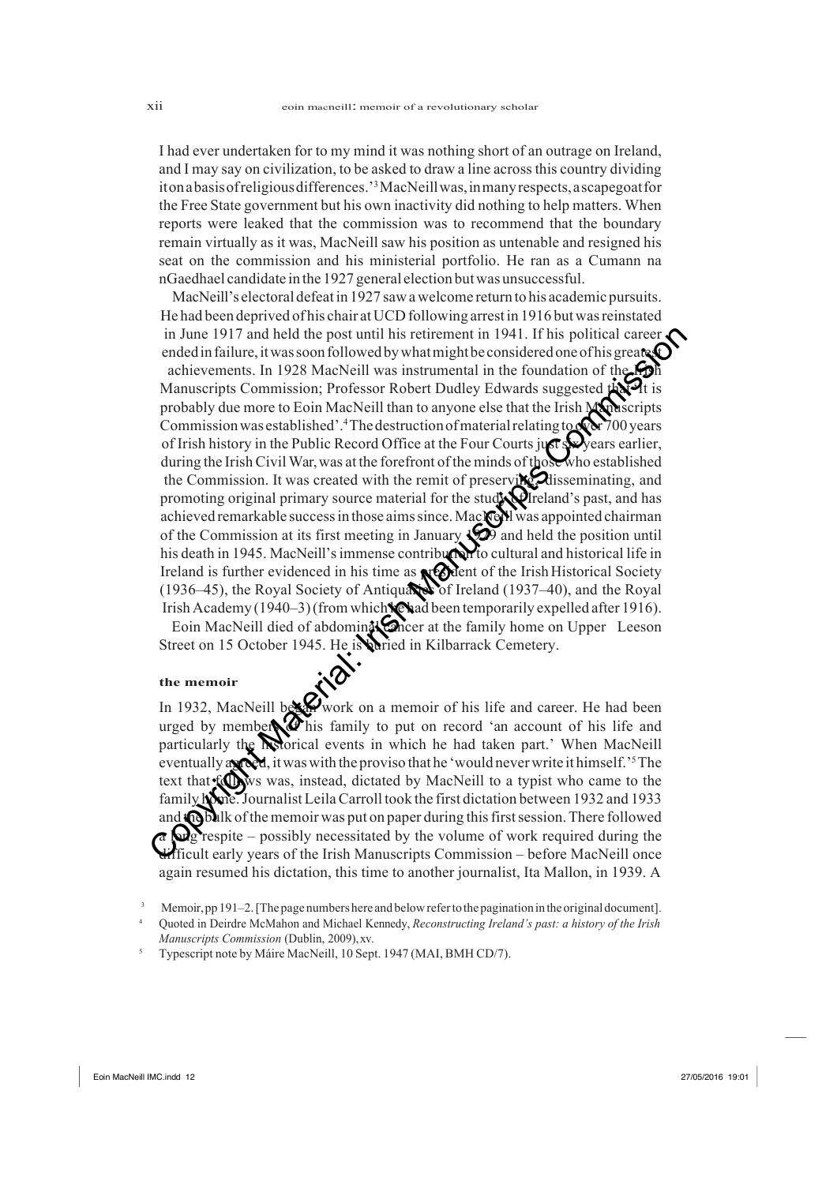I had ever undertaken for to my mind it was nothing short of an outrage on Ireland, and I may say on civilization, to be asked to draw a line across this country dividing it on a basis of religious differences.'[3] MacNeill was, in many respects, a scapegoat for the Free State government but his own inactivity did nothing to help matters. When reports were leaked that the commission was to recommend that the boundary remain virtually as it was, MacNeill saw his position as untenable and resigned his seat on the commission and his ministerial portfolio. He ran as a Cumann na nGaedhael candidate in the 1927 general election but was unsuccessful.

MacNeill's electoral defeat in 1927 saw a welcome return to his academic pursuits. He had been deprived of his chair at UCD following arrest in 1916 but was reinstated in June 1917 and held the post until his retirement in 1941. If his political career ended in failure, it was soon followed by what might be considered one of his greatest achievements. In 1928 MacNeill was instrumental in the foundation of the Irish Manuscripts Commission; Professor Robert Dudley Edwards suggested that 'it is probably due more to Eoin MacNeill than to anyone else that the Irish Manuscripts Commission was established'.[4] The destruction of material relating to over 700 years of Irish history in the Public Record Office at the Four Courts just six years earlier, during the Irish Civil War, was at the forefront of the minds of those who established the Commission. It was created with the remit of preserving, disseminating, and promoting original primary source material for the study of Ireland's past, and has achieved remarkable success in those aims since. MacNeill was appointed chairman of the Commission at its first meeting in January 1929 and held the position until his death in 1945. MacNeill's immense contribution to cultural and historical life in Ireland is further evidenced in his time as president of the Irish Historical Society (1936–45), the Royal Society of Antiquaries of Ireland (1937–40), and the Royal Irish Academy (1940–3) (from which he had been temporarily expelled after 1916).

Eoin MacNeill died of abdominal cancer at the family home on Upper Leeson Street on 15 October 1945. He is buried in Kilbarrack Cemetery.

### the memoir

In 1932, MacNeill began work on a memoir of his life and career. He had been urged by members of his family to put on record 'an account of his life and particularly the historical events in which he had taken part.' When MacNeill eventually agreed, it was with the proviso that he 'would never write it himself.'[5] The text that follows was, instead, dictated by MacNeill to a typist who came to the family home. Journalist Leila Carroll took the first dictation between 1932 and 1933 and the bulk of the memoir was put on paper during this first session. There followed a long respite – possibly necessitated by the volume of work required during the difficult early years of the Irish Manuscripts Commission – before MacNeill once again resumed his dictation, this time to another journalist, Ita Mallon, in 1939. A

[3] Memoir, pp 191–2. [The page numbers here and below refer to the pagination in the original document].

[4] Quoted in Deirdre McMahon and Michael Kennedy, *Reconstructing Ireland's past: a history of the Irish Manuscripts Commission* (Dublin, 2009), xv.

[5] Typescript note by Máire MacNeill, 10 Sept. 1947 (MAI, BMH CD/7).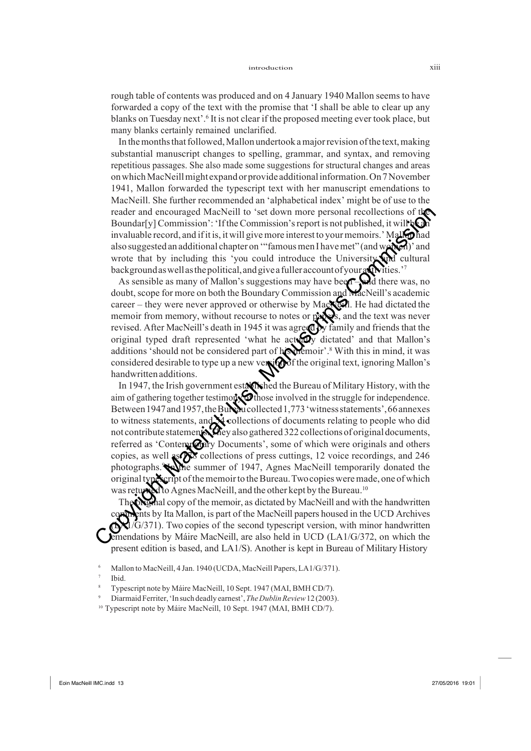rough table of contents was produced and on 4 January 1940 Mallon seems to have forwarded a copy of the text with the promise that 'I shall be able to clear up any blanks on Tuesday next'.[6] It is not clear if the proposed meeting ever took place, but many blanks certainly remained unclarified.

In the months that followed, Mallon undertook a major revision of the text, making substantial manuscript changes to spelling, grammar, and syntax, and removing repetitious passages. She also made some suggestions for structural changes and areas on which MacNeill might expand or provide additional information. On 7 November 1941, Mallon forwarded the typescript text with her manuscript emendations to MacNeill. She further recommended an 'alphabetical index' might be of use to the reader and encouraged MacNeill to 'set down more personal recollections of the Boundar[y] Commission': 'If the Commission's report is not published, it will be an invaluable record, and if it is, it will give more interest to your memoirs.' Mallon had also suggested an additional chapter on '"famous men I have met" (and women)' and wrote that by including this 'you could introduce the University and cultural background as well as the political, and give a fuller account of your activities.'[7]

As sensible as many of Mallon's suggestions may have been – and there was, no doubt, scope for more on both the Boundary Commission and MacNeill's academic career – they were never approved or otherwise by MacNeill. He had dictated the memoir from memory, without recourse to notes or papers, and the text was never revised. After MacNeill's death in 1945 it was agreed by family and friends that the original typed draft represented 'what he actually dictated' and that Mallon's additions 'should not be considered part of his memoir'.[8] With this in mind, it was considered desirable to type up a new version of the original text, ignoring Mallon's handwritten additions.

In 1947, the Irish government established the Bureau of Military History, with the aim of gathering together testimonies of those involved in the struggle for independence. Between 1947 and 1957, the Bureau collected 1,773 'witness statements', 66 annexes to witness statements, and 14 collections of documents relating to people who did not contribute statements. They also gathered 322 collections of original documents, referred as 'Contemporary Documents', some of which were originals and others copies, as well as 42 collections of press cuttings, 12 voice recordings, and 246 photographs.[9] In the summer of 1947, Agnes MacNeill temporarily donated the original typescript of the memoir to the Bureau. Two copies were made, one of which was returned to Agnes MacNeill, and the other kept by the Bureau.[10]

The original copy of the memoir, as dictated by MacNeill and with the handwritten comments by Ita Mallon, is part of the MacNeill papers housed in the UCD Archives (LA1/G/371). Two copies of the second typescript version, with minor handwritten emendations by Máire MacNeill, are also held in UCD (LA1/G/372, on which the present edition is based, and LA1/S). Another is kept in Bureau of Military History

[6] Mallon to MacNeill, 4 Jan. 1940 (UCDA, MacNeill Papers, LA1/G/371).

[7] Ibid.

[8] Typescript note by Máire MacNeill, 10 Sept. 1947 (MAI, BMH CD/7).

[9] Diarmaid Ferriter, 'In such deadly earnest', *The Dublin Review* 12 (2003).

[10] Typescript note by Máire MacNeill, 10 Sept. 1947 (MAI, BMH CD/7).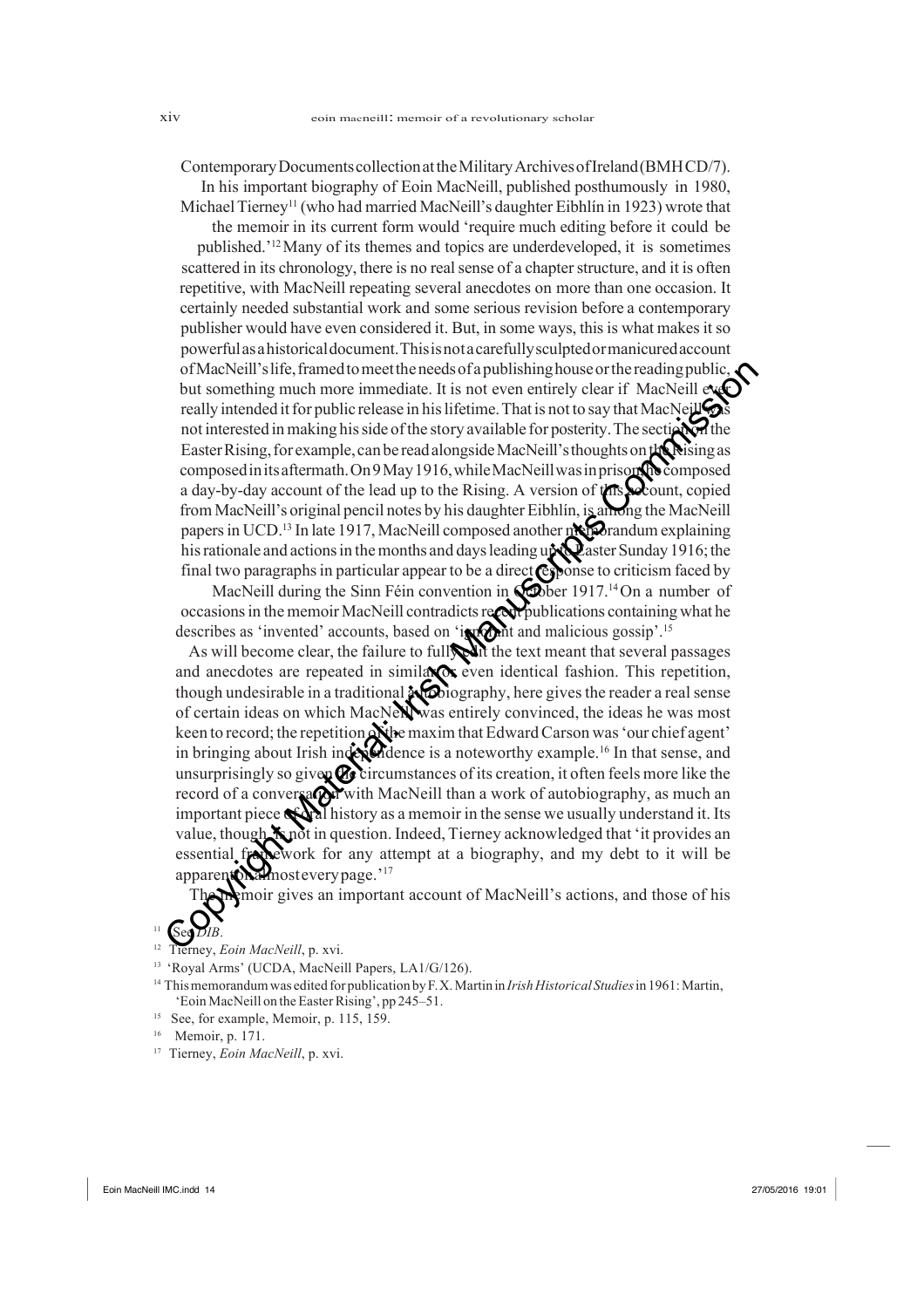Contemporary Documents collection at the Military Archives of Ireland (BMH CD/7).

In his important biography of Eoin MacNeill, published posthumously in 1980, Michael Tierney[11] (who had married MacNeill's daughter Eibhlín in 1923) wrote that the memoir in its current form would 'require much editing before it could be published.'[12] Many of its themes and topics are underdeveloped, it is sometimes scattered in its chronology, there is no real sense of a chapter structure, and it is often repetitive, with MacNeill repeating several anecdotes on more than one occasion. It certainly needed substantial work and some serious revision before a contemporary publisher would have even considered it. But, in some ways, this is what makes it so powerful as a historical document. This is not a carefully sculpted or manicured account of MacNeill's life, framed to meet the needs of a publishing house or the reading public, but something much more immediate. It is not even entirely clear if MacNeill ever really intended it for public release in his lifetime. That is not to say that MacNeill was not interested in making his side of the story available for posterity. The section on the Easter Rising, for example, can be read alongside MacNeill's thoughts on the Rising as composed in its aftermath. On 9 May 1916, while MacNeill was in prison, he composed a day-by-day account of the lead up to the Rising. A version of this account, copied from MacNeill's original pencil notes by his daughter Eibhlín, is among the MacNeill papers in UCD.[13] In late 1917, MacNeill composed another memorandum explaining his rationale and actions in the months and days leading up to Easter Sunday 1916; the final two paragraphs in particular appear to be a direct response to criticism faced by MacNeill during the Sinn Féin convention in October 1917.[14] On a number of occasions in the memoir MacNeill contradicts recent publications containing what he describes as 'invented' accounts, based on 'ignorant and malicious gossip'.[15]

As will become clear, the failure to fully edit the text meant that several passages and anecdotes are repeated in similar, or even identical fashion. This repetition, though undesirable in a traditional autobiography, here gives the reader a real sense of certain ideas on which MacNeill was entirely convinced, the ideas he was most keen to record; the repetition of the maxim that Edward Carson was 'our chief agent' in bringing about Irish independence is a noteworthy example.[16] In that sense, and unsurprisingly so given the circumstances of its creation, it often feels more like the record of a conversation with MacNeill than a work of autobiography, as much an important piece of oral history as a memoir in the sense we usually understand it. Its value, though, is not in question. Indeed, Tierney acknowledged that 'it provides an essential framework for any attempt at a biography, and my debt to it will be apparent on almost every page.'[17]

The memoir gives an important account of MacNeill's actions, and those of his

---

[11] See *DIB*.

[12] Tierney, *Eoin MacNeill*, p. xvi.

[13] 'Royal Arms' (UCDA, MacNeill Papers, LA1/G/126).

[14] This memorandum was edited for publication by F. X. Martin in *Irish Historical Studies* in 1961: Martin, 'Eoin MacNeill on the Easter Rising', pp 245–51.

[15] See, for example, Memoir, p. 115, 159.

[16] Memoir, p. 171.

[17] Tierney, *Eoin MacNeill*, p. xvi.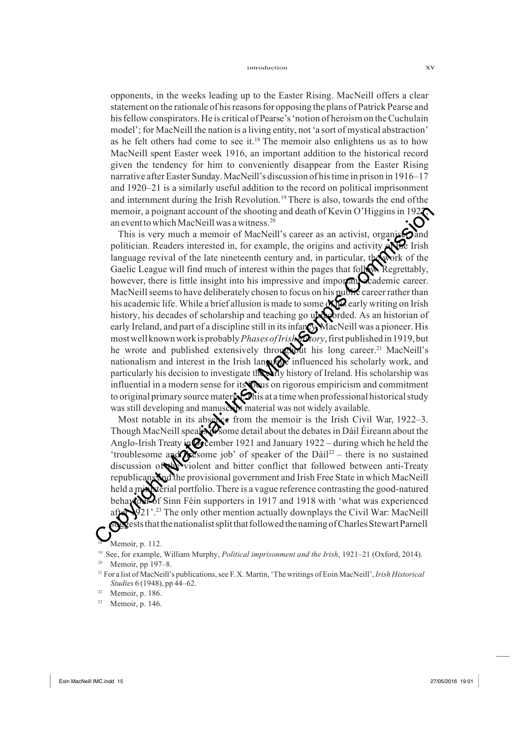opponents, in the weeks leading up to the Easter Rising. MacNeill offers a clear statement on the rationale of his reasons for opposing the plans of Patrick Pearse and his fellow conspirators. He is critical of Pearse's 'notion of heroism on the Cuchulain model'; for MacNeill the nation is a living entity, not 'a sort of mystical abstraction' as he felt others had come to see it.[18] The memoir also enlightens us as to how MacNeill spent Easter week 1916, an important addition to the historical record given the tendency for him to conveniently disappear from the Easter Rising narrative after Easter Sunday. MacNeill's discussion of his time in prison in 1916–17 and 1920–21 is a similarly useful addition to the record on political imprisonment and internment during the Irish Revolution.[19] There is also, towards the end of the memoir, a poignant account of the shooting and death of Kevin O'Higgins in 1927, an event to which MacNeill was a witness.[20]

This is very much a memoir of MacNeill's career as an activist, organiser and politician. Readers interested in, for example, the origins and activity of the Irish language revival of the late nineteenth century and, in particular, the work of the Gaelic League will find much of interest within the pages that follow. Regrettably, however, there is little insight into his impressive and important academic career. MacNeill seems to have deliberately chosen to focus on his public career rather than his academic life. While a brief allusion is made to some of his early writing on Irish history, his decades of scholarship and teaching go unrecorded. As an historian of early Ireland, and part of a discipline still in its infancy, MacNeill was a pioneer. His most well known work is probably *Phases of Irish History*, first published in 1919, but he wrote and published extensively throughout his long career.[21] MacNeill's nationalism and interest in the Irish language influenced his scholarly work, and particularly his decision to investigate the early history of Ireland. His scholarship was influential in a modern sense for its focus on rigorous empiricism and commitment to original primary source material; this at a time when professional historical study was still developing and manuscript material was not widely available.

Most notable in its absence from the memoir is the Irish Civil War, 1922–3. Though MacNeill speaks in some detail about the debates in Dáil Éireann about the Anglo-Irish Treaty in December 1921 and January 1922 – during which he held the 'troublesome and tiresome job' of speaker of the Dáil[22] – there is no sustained discussion of the violent and bitter conflict that followed between anti-Treaty republicans and the provisional government and Irish Free State in which MacNeill held a ministerial portfolio. There is a vague reference contrasting the good-natured behaviour of Sinn Féin supporters in 1917 and 1918 with 'what was experienced after 1921'.[23] The only other mention actually downplays the Civil War: MacNeill suggests that the nationalist split that followed the naming of Charles Stewart Parnell

[18] Memoir, p. 112.

[19] See, for example, William Murphy, *Political imprisonment and the Irish*, 1921–21 (Oxford, 2014).

[20] Memoir, pp 197–8.

[21] For a list of MacNeill's publications, see F.X. Martin, 'The writings of Eoin MacNeill', *Irish Historical Studies* 6 (1948), pp 44–62.

[22] Memoir, p. 186.

[23] Memoir, p. 146.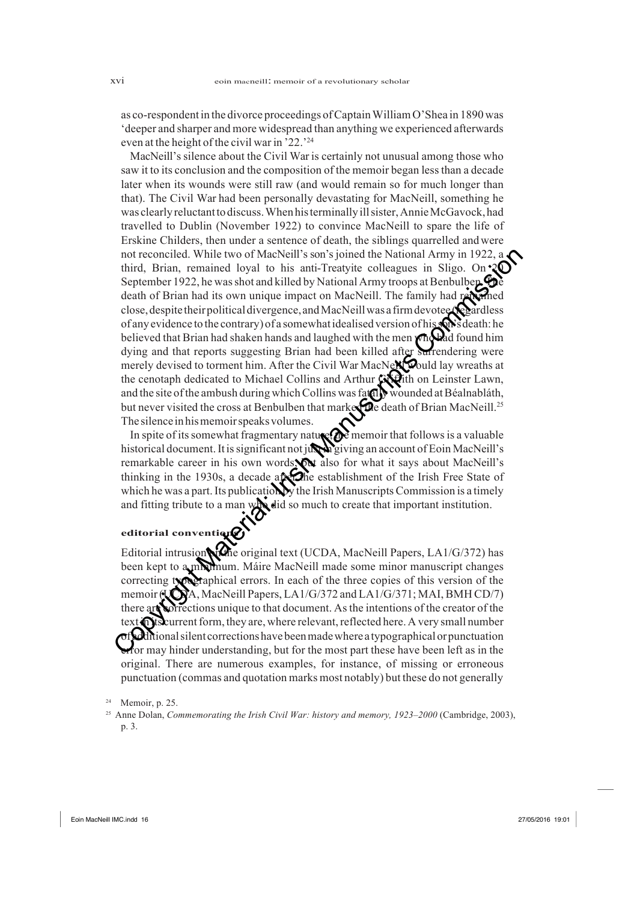as co-respondent in the divorce proceedings of Captain William O'Shea in 1890 was 'deeper and sharper and more widespread than anything we experienced afterwards even at the height of the civil war in '22.'[24]

MacNeill's silence about the Civil War is certainly not unusual among those who saw it to its conclusion and the composition of the memoir began less than a decade later when its wounds were still raw (and would remain so for much longer than that). The Civil War had been personally devastating for MacNeill, something he was clearly reluctant to discuss. When his terminally ill sister, Annie McGavock, had travelled to Dublin (November 1922) to convince MacNeill to spare the life of Erskine Childers, then under a sentence of death, the siblings quarrelled and were not reconciled. While two of MacNeill's son's joined the National Army in 1922, a third, Brian, remained loyal to his anti-Treatyite colleagues in Sligo. On 20 September 1922, he was shot and killed by National Army troops at Benbulben. The death of Brian had its own unique impact on MacNeill. The family had remained close, despite their political divergence, and MacNeill was a firm devotee (regardless of any evidence to the contrary) of a somewhat idealised version of his son's death: he believed that Brian had shaken hands and laughed with the men who had found him dying and that reports suggesting Brian had been killed after surrendering were merely devised to torment him. After the Civil War MacNeill would lay wreaths at the cenotaph dedicated to Michael Collins and Arthur Griffith on Leinster Lawn, and the site of the ambush during which Collins was fatally wounded at Béalnabláth, but never visited the cross at Benbulben that marked the death of Brian MacNeill.[25] The silence in his memoir speaks volumes.

In spite of its somewhat fragmentary nature, the memoir that follows is a valuable historical document. It is significant not just in giving an account of Eoin MacNeill's remarkable career in his own words, but also for what it says about MacNeill's thinking in the 1930s, a decade after the establishment of the Irish Free State of which he was a part. Its publication by the Irish Manuscripts Commission is a timely and fitting tribute to a man who did so much to create that important institution.

## editorial conventions

Editorial intrusion in the original text (UCDA, MacNeill Papers, LA1/G/372) has been kept to a minimum. Máire MacNeill made some minor manuscript changes correcting typographical errors. In each of the three copies of this version of the memoir (UCDA, MacNeill Papers, LA1/G/372 and LA1/G/371; MAI, BMH CD/7) there are corrections unique to that document. As the intentions of the creator of the text in its current form, they are, where relevant, reflected here. A very small number of additional silent corrections have been made where a typographical or punctuation error may hinder understanding, but for the most part these have been left as in the original. There are numerous examples, for instance, of missing or erroneous punctuation (commas and quotation marks most notably) but these do not generally

---

[24] Memoir, p. 25.

[25] Anne Dolan, *Commemorating the Irish Civil War: history and memory, 1923–2000* (Cambridge, 2003), p. 3.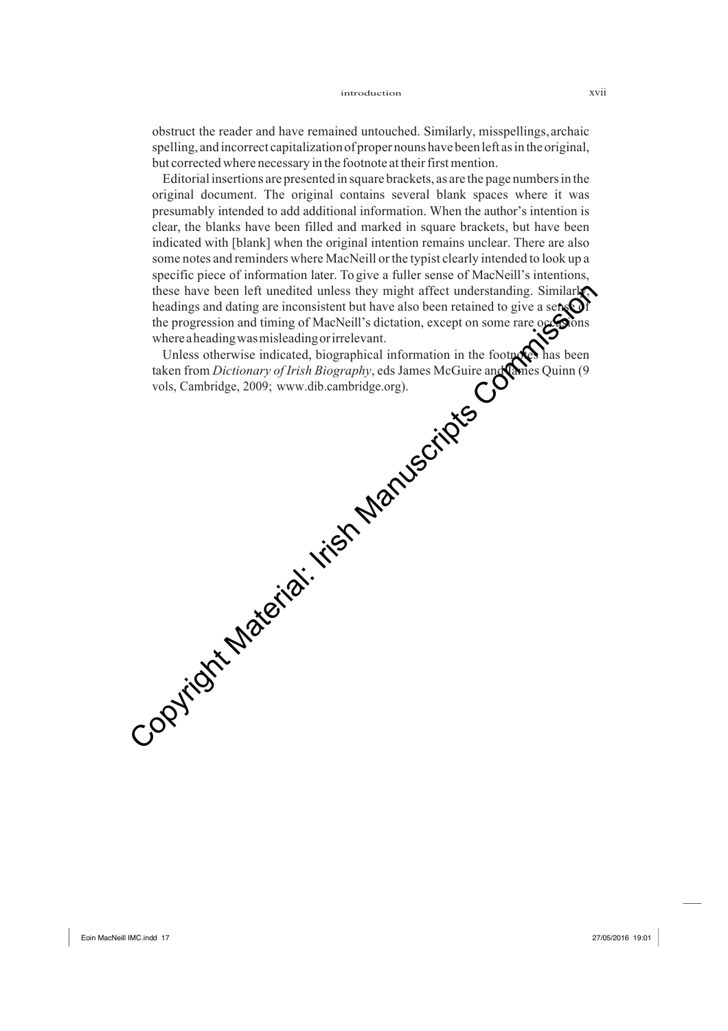obstruct the reader and have remained untouched. Similarly, misspellings, archaic spelling, and incorrect capitalization of proper nouns have been left as in the original, but corrected where necessary in the footnote at their first mention.

Editorial insertions are presented in square brackets, as are the page numbers in the original document. The original contains several blank spaces where it was presumably intended to add additional information. When the author's intention is clear, the blanks have been filled and marked in square brackets, but have been indicated with [blank] when the original intention remains unclear. There are also some notes and reminders where MacNeill or the typist clearly intended to look up a specific piece of information later. To give a fuller sense of MacNeill's intentions, these have been left unedited unless they might affect understanding. Similarly, headings and dating are inconsistent but have also been retained to give a sense of the progression and timing of MacNeill's dictation, except on some rare occasions where a heading was misleading or irrelevant.

Unless otherwise indicated, biographical information in the footnotes has been taken from *Dictionary of Irish Biography*, eds James McGuire and James Quinn (9 vols, Cambridge, 2009; www.dib.cambridge.org).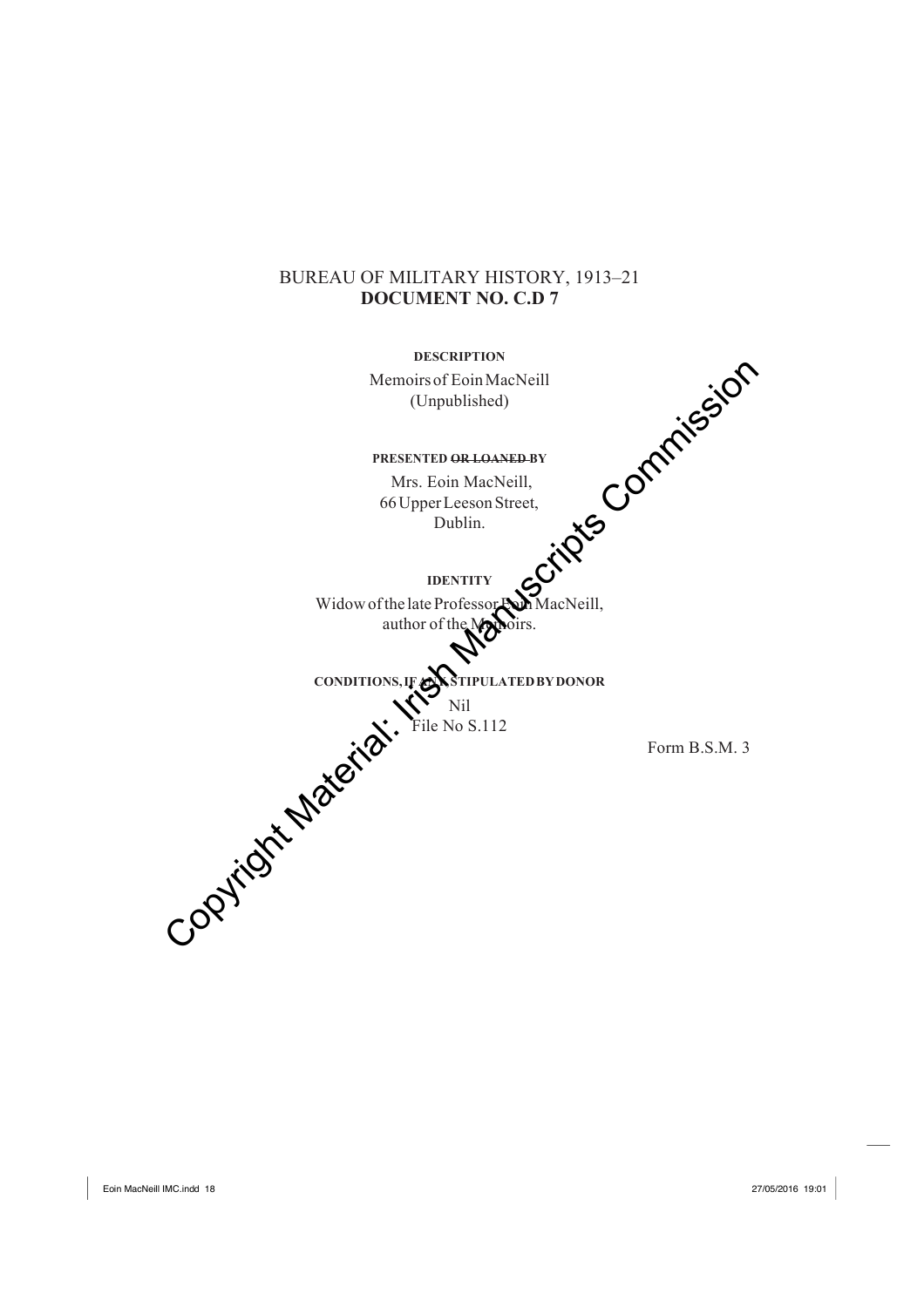BUREAU OF MILITARY HISTORY, 1913–21
**DOCUMENT NO. C.D 7**

**DESCRIPTION**

Memoirs of Eoin MacNeill
(Unpublished)

**PRESENTED ~~OR LOANED~~ BY**

Mrs. Eoin MacNeill,
66 Upper Leeson Street,
Dublin.

**IDENTITY**

Widow of the late Professor Eoin MacNeill,
author of the Memoirs.

**CONDITIONS, IF ANY, STIPULATED BY DONOR**

Nil
File No S.112

Form B.S.M. 3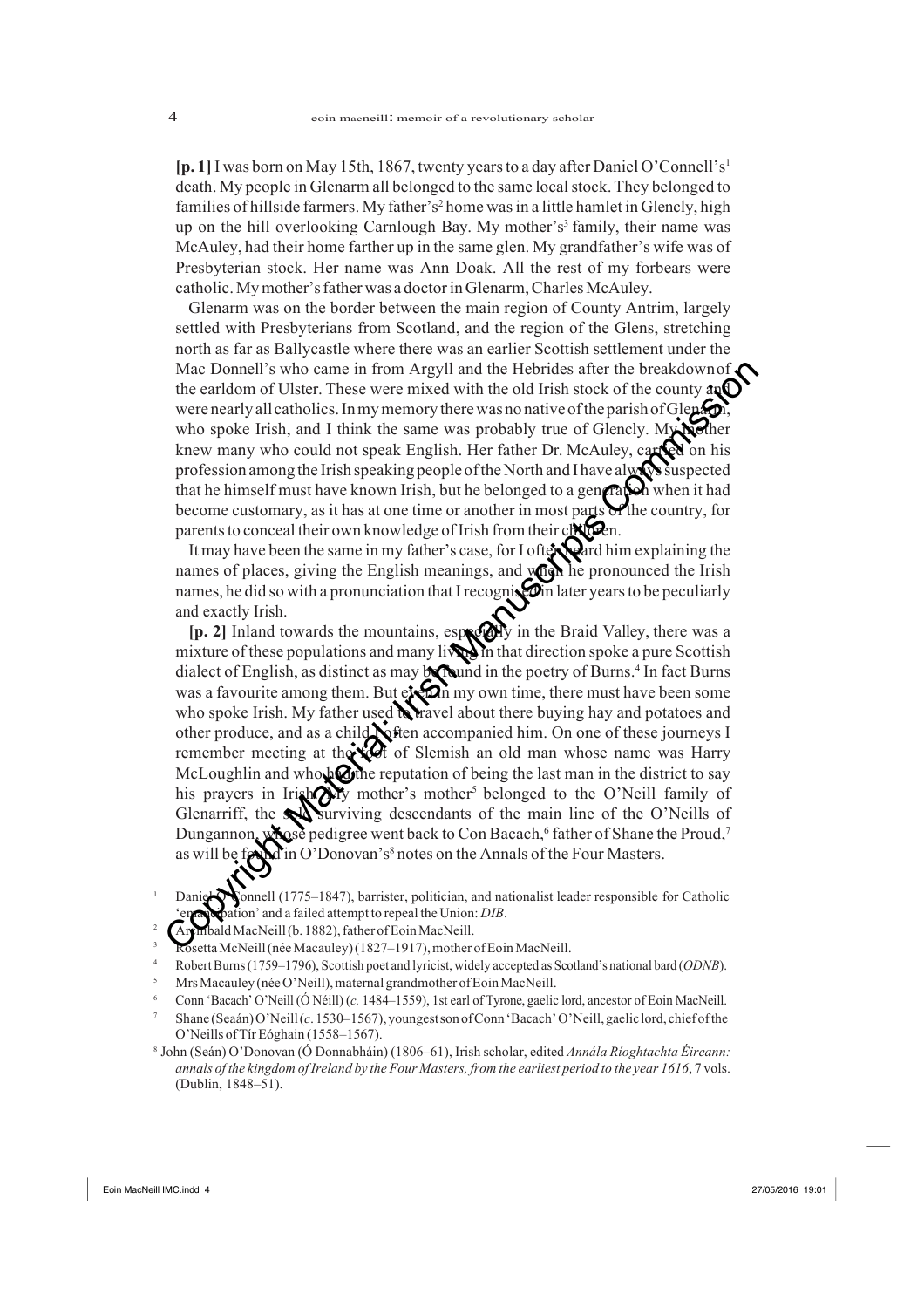**[p. 1]** I was born on May 15th, 1867, twenty years to a day after Daniel O'Connell's[1] death. My people in Glenarm all belonged to the same local stock. They belonged to families of hillside farmers. My father's[2] home was in a little hamlet in Glencly, high up on the hill overlooking Carnlough Bay. My mother's[3] family, their name was McAuley, had their home farther up in the same glen. My grandfather's wife was of Presbyterian stock. Her name was Ann Doak. All the rest of my forbears were catholic. My mother's father was a doctor in Glenarm, Charles McAuley.

Glenarm was on the border between the main region of County Antrim, largely settled with Presbyterians from Scotland, and the region of the Glens, stretching north as far as Ballycastle where there was an earlier Scottish settlement under the Mac Donnell's who came in from Argyll and the Hebrides after the breakdown of the earldom of Ulster. These were mixed with the old Irish stock of the county and were nearly all catholics. In my memory there was no native of the parish of Glenarm, who spoke Irish, and I think the same was probably true of Glencly. My mother knew many who could not speak English. Her father Dr. McAuley, carried on his profession among the Irish speaking people of the North and I have always suspected that he himself must have known Irish, but he belonged to a generation when it had become customary, as it has at one time or another in most parts of the country, for parents to conceal their own knowledge of Irish from their children.

It may have been the same in my father's case, for I often heard him explaining the names of places, giving the English meanings, and when he pronounced the Irish names, he did so with a pronunciation that I recognised in later years to be peculiarly and exactly Irish.

**[p. 2]** Inland towards the mountains, especially in the Braid Valley, there was a mixture of these populations and many living in that direction spoke a pure Scottish dialect of English, as distinct as may be found in the poetry of Burns.[4] In fact Burns was a favourite among them. But even in my own time, there must have been some who spoke Irish. My father used to travel about there buying hay and potatoes and other produce, and as a child I often accompanied him. On one of these journeys I remember meeting at the foot of Slemish an old man whose name was Harry McLoughlin and who had the reputation of being the last man in the district to say his prayers in Irish. My mother's mother[5] belonged to the O'Neill family of Glenarriff, the sole surviving descendants of the main line of the O'Neills of Dungannon, whose pedigree went back to Con Bacach,[6] father of Shane the Proud,[7] as will be found in O'Donovan's[8] notes on the Annals of the Four Masters.

---

1 Daniel O'Connell (1775–1847), barrister, politician, and nationalist leader responsible for Catholic 'emancipation' and a failed attempt to repeal the Union: *DIB*.

2 Archibald MacNeill (b. 1882), father of Eoin MacNeill.

3 Rosetta McNeill (née Macauley) (1827–1917), mother of Eoin MacNeill.

4 Robert Burns (1759–1796), Scottish poet and lyricist, widely accepted as Scotland's national bard (*ODNB*).

5 Mrs Macauley (née O'Neill), maternal grandmother of Eoin MacNeill.

6 Conn 'Bacach' O'Neill (Ó Néill) (*c.* 1484–1559), 1st earl of Tyrone, gaelic lord, ancestor of Eoin MacNeill.

7 Shane (Seaán) O'Neill (*c.* 1530–1567), youngest son of Conn 'Bacach' O'Neill, gaelic lord, chief of the O'Neills of Tír Eóghain (1558–1567).

8 John (Seán) O'Donovan (Ó Donnabháin) (1806–61), Irish scholar, edited *Annála Ríoghtachta Éireann: annals of the kingdom of Ireland by the Four Masters, from the earliest period to the year 1616*, 7 vols. (Dublin, 1848–51).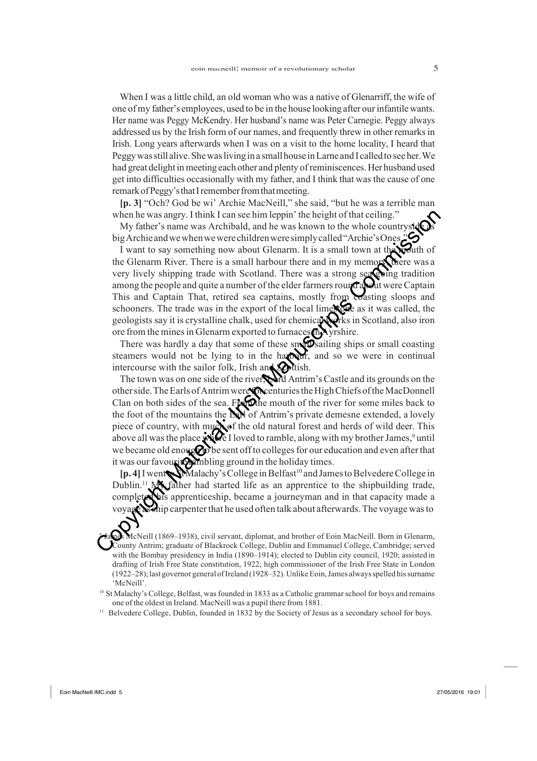When I was a little child, an old woman who was a native of Glenarriff, the wife of one of my father's employees, used to be in the house looking after our infantile wants. Her name was Peggy McKendry. Her husband's name was Peter Carnegie. Peggy always addressed us by the Irish form of our names, and frequently threw in other remarks in Irish. Long years afterwards when I was on a visit to the home locality, I heard that Peggy was still alive. She was living in a small house in Larne and I called to see her. We had great delight in meeting each other and plenty of reminiscences. Her husband used get into difficulties occasionally with my father, and I think that was the cause of one remark of Peggy's that I remember from that meeting.

**[p. 3]** "Och? God be wi' Archie MacNeill," she said, "but he was a terrible man when he was angry. I think I can see him leppin' the height of that ceiling."

My father's name was Archibald, and he was known to the whole countryside as big Archie and we when we were children were simply called "Archie's Ones."

I want to say something now about Glenarm. It is a small town at the mouth of the Glenarm River. There is a small harbour there and in my memory there was a very lively shipping trade with Scotland. There was a strong seafaring tradition among the people and quite a number of the elder farmers round about were Captain This and Captain That, retired sea captains, mostly from coasting sloops and schooners. The trade was in the export of the local limestone as it was called, the geologists say it is crystalline chalk, used for chemical works in Scotland, also iron ore from the mines in Glenarm exported to furnaces in Ayrshire.

There was hardly a day that some of these small sailing ships or small coasting steamers would not be lying to in the harbour, and so we were in continual intercourse with the sailor folk, Irish and Scottish.

The town was on one side of the river, Lord Antrim's Castle and its grounds on the other side. The Earls of Antrim were for centuries the High Chiefs of the MacDonnell Clan on both sides of the sea. From the mouth of the river for some miles back to the foot of the mountains the Earl of Antrim's private demesne extended, a lovely piece of country, with much of the old natural forest and herds of wild deer. This above all was the place where I loved to ramble, along with my brother James,[9] until we became old enough to be sent off to colleges for our education and even after that it was our favourite rambling ground in the holiday times.

**[p. 4]** I went to St Malachy's College in Belfast[10] and James to Belvedere College in Dublin.[11] My father had started life as an apprentice to the shipbuilding trade, completed his apprenticeship, became a journeyman and in that capacity made a voyage as ship carpenter that he used often talk about afterwards. The voyage was to

---

[9] James McNeill (1869–1938), civil servant, diplomat, and brother of Eoin MacNeill. Born in Glenarm, County Antrim; graduate of Blackrock College, Dublin and Emmanuel College, Cambridge; served with the Bombay presidency in India (1890–1914); elected to Dublin city council, 1920; assisted in drafting of Irish Free State constitution, 1922; high commissioner of the Irish Free State in London (1922–28); last governor general of Ireland (1928–32). Unlike Eoin, James always spelled his surname 'McNeill'.

[10] St Malachy's College, Belfast, was founded in 1833 as a Catholic grammar school for boys and remains one of the oldest in Ireland. MacNeill was a pupil there from 1881.

[11] Belvedere College, Dublin, founded in 1832 by the Society of Jesus as a secondary school for boys.